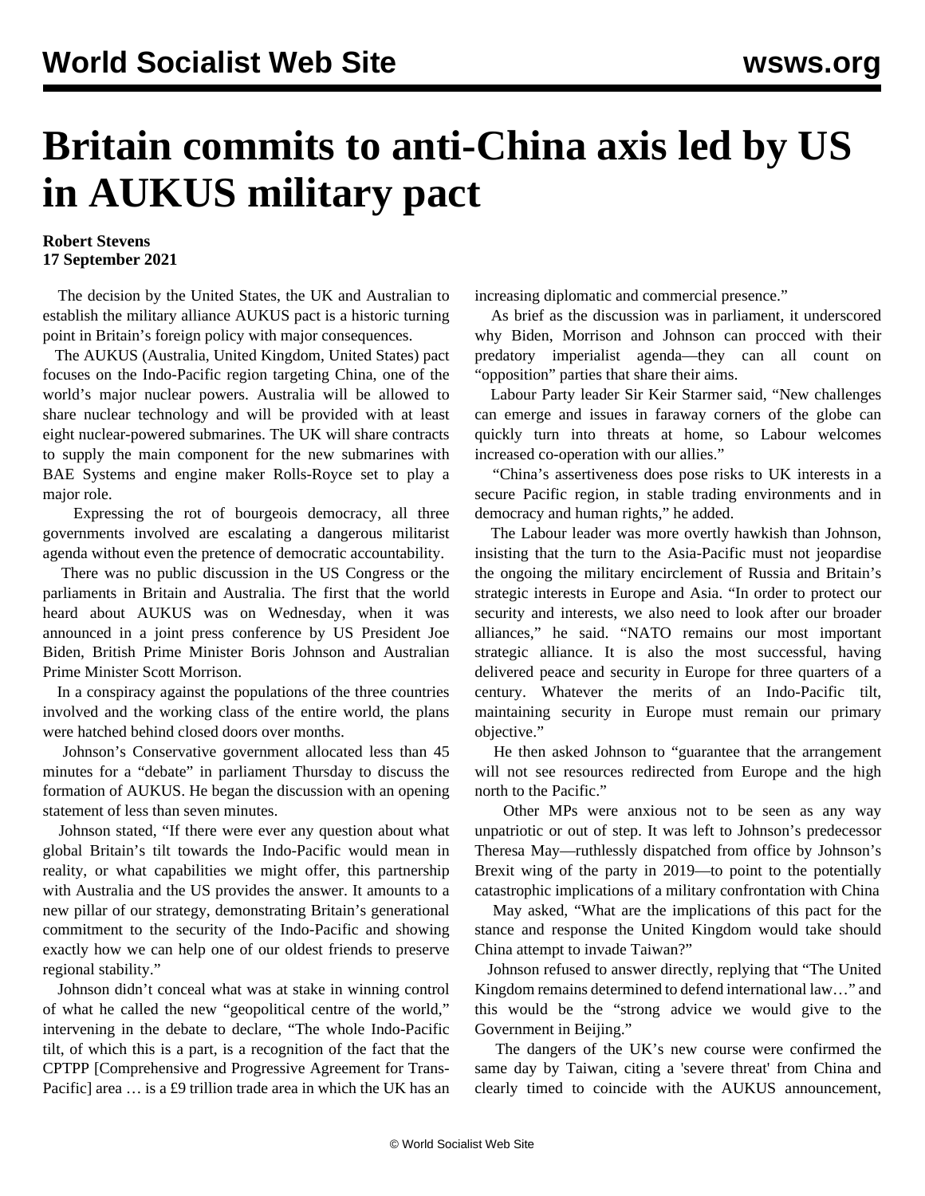# Britain commits to anti-China axis led by US in AUKUS military pact

**Robert Stevens**
**17 September 2021**

The decision by the United States, the UK and Australian to establish the military alliance AUKUS pact is a historic turning point in Britain's foreign policy with major consequences.

The AUKUS (Australia, United Kingdom, United States) pact focuses on the Indo-Pacific region targeting China, one of the world's major nuclear powers. Australia will be allowed to share nuclear technology and will be provided with at least eight nuclear-powered submarines. The UK will share contracts to supply the main component for the new submarines with BAE Systems and engine maker Rolls-Royce set to play a major role.

Expressing the rot of bourgeois democracy, all three governments involved are escalating a dangerous militarist agenda without even the pretence of democratic accountability.

There was no public discussion in the US Congress or the parliaments in Britain and Australia. The first that the world heard about AUKUS was on Wednesday, when it was announced in a joint press conference by US President Joe Biden, British Prime Minister Boris Johnson and Australian Prime Minister Scott Morrison.

In a conspiracy against the populations of the three countries involved and the working class of the entire world, the plans were hatched behind closed doors over months.

Johnson's Conservative government allocated less than 45 minutes for a "debate" in parliament Thursday to discuss the formation of AUKUS. He began the discussion with an opening statement of less than seven minutes.

Johnson stated, "If there were ever any question about what global Britain's tilt towards the Indo-Pacific would mean in reality, or what capabilities we might offer, this partnership with Australia and the US provides the answer. It amounts to a new pillar of our strategy, demonstrating Britain's generational commitment to the security of the Indo-Pacific and showing exactly how we can help one of our oldest friends to preserve regional stability."

Johnson didn't conceal what was at stake in winning control of what he called the new "geopolitical centre of the world," intervening in the debate to declare, "The whole Indo-Pacific tilt, of which this is a part, is a recognition of the fact that the CPTPP [Comprehensive and Progressive Agreement for Trans-Pacific] area … is a £9 trillion trade area in which the UK has an increasing diplomatic and commercial presence."

As brief as the discussion was in parliament, it underscored why Biden, Morrison and Johnson can procced with their predatory imperialist agenda—they can all count on "opposition" parties that share their aims.

Labour Party leader Sir Keir Starmer said, "New challenges can emerge and issues in faraway corners of the globe can quickly turn into threats at home, so Labour welcomes increased co-operation with our allies."

"China's assertiveness does pose risks to UK interests in a secure Pacific region, in stable trading environments and in democracy and human rights," he added.

The Labour leader was more overtly hawkish than Johnson, insisting that the turn to the Asia-Pacific must not jeopardise the ongoing the military encirclement of Russia and Britain's strategic interests in Europe and Asia. "In order to protect our security and interests, we also need to look after our broader alliances," he said. "NATO remains our most important strategic alliance. It is also the most successful, having delivered peace and security in Europe for three quarters of a century. Whatever the merits of an Indo-Pacific tilt, maintaining security in Europe must remain our primary objective."

He then asked Johnson to "guarantee that the arrangement will not see resources redirected from Europe and the high north to the Pacific."

Other MPs were anxious not to be seen as any way unpatriotic or out of step. It was left to Johnson's predecessor Theresa May—ruthlessly dispatched from office by Johnson's Brexit wing of the party in 2019—to point to the potentially catastrophic implications of a military confrontation with China

May asked, "What are the implications of this pact for the stance and response the United Kingdom would take should China attempt to invade Taiwan?"

Johnson refused to answer directly, replying that "The United Kingdom remains determined to defend international law…" and this would be the "strong advice we would give to the Government in Beijing."

The dangers of the UK's new course were confirmed the same day by Taiwan, citing a 'severe threat' from China and clearly timed to coincide with the AUKUS announcement,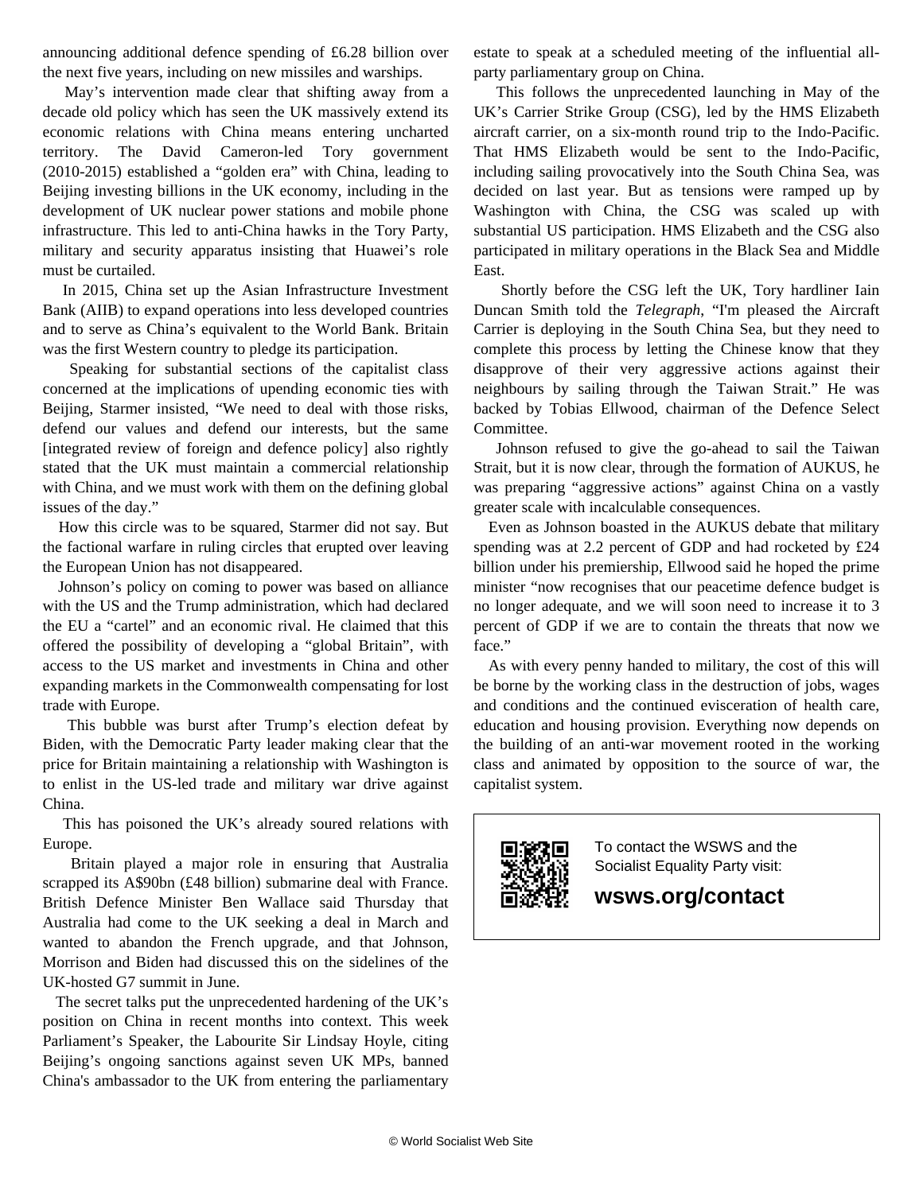announcing additional defence spending of £6.28 billion over the next five years, including on new missiles and warships.

May's intervention made clear that shifting away from a decade old policy which has seen the UK massively extend its economic relations with China means entering uncharted territory. The David Cameron-led Tory government (2010-2015) established a "golden era" with China, leading to Beijing investing billions in the UK economy, including in the development of UK nuclear power stations and mobile phone infrastructure. This led to anti-China hawks in the Tory Party, military and security apparatus insisting that Huawei's role must be curtailed.

In 2015, China set up the Asian Infrastructure Investment Bank (AIIB) to expand operations into less developed countries and to serve as China's equivalent to the World Bank. Britain was the first Western country to pledge its participation.

Speaking for substantial sections of the capitalist class concerned at the implications of upending economic ties with Beijing, Starmer insisted, "We need to deal with those risks, defend our values and defend our interests, but the same [integrated review of foreign and defence policy] also rightly stated that the UK must maintain a commercial relationship with China, and we must work with them on the defining global issues of the day."

How this circle was to be squared, Starmer did not say. But the factional warfare in ruling circles that erupted over leaving the European Union has not disappeared.

Johnson's policy on coming to power was based on alliance with the US and the Trump administration, which had declared the EU a "cartel" and an economic rival. He claimed that this offered the possibility of developing a "global Britain", with access to the US market and investments in China and other expanding markets in the Commonwealth compensating for lost trade with Europe.

This bubble was burst after Trump's election defeat by Biden, with the Democratic Party leader making clear that the price for Britain maintaining a relationship with Washington is to enlist in the US-led trade and military war drive against China.

This has poisoned the UK's already soured relations with Europe.

Britain played a major role in ensuring that Australia scrapped its A$90bn (£48 billion) submarine deal with France. British Defence Minister Ben Wallace said Thursday that Australia had come to the UK seeking a deal in March and wanted to abandon the French upgrade, and that Johnson, Morrison and Biden had discussed this on the sidelines of the UK-hosted G7 summit in June.

The secret talks put the unprecedented hardening of the UK's position on China in recent months into context. This week Parliament's Speaker, the Labourite Sir Lindsay Hoyle, citing Beijing's ongoing sanctions against seven UK MPs, banned China's ambassador to the UK from entering the parliamentary estate to speak at a scheduled meeting of the influential all-party parliamentary group on China.

This follows the unprecedented launching in May of the UK's Carrier Strike Group (CSG), led by the HMS Elizabeth aircraft carrier, on a six-month round trip to the Indo-Pacific. That HMS Elizabeth would be sent to the Indo-Pacific, including sailing provocatively into the South China Sea, was decided on last year. But as tensions were ramped up by Washington with China, the CSG was scaled up with substantial US participation. HMS Elizabeth and the CSG also participated in military operations in the Black Sea and Middle East.

Shortly before the CSG left the UK, Tory hardliner Iain Duncan Smith told the *Telegraph*, "I'm pleased the Aircraft Carrier is deploying in the South China Sea, but they need to complete this process by letting the Chinese know that they disapprove of their very aggressive actions against their neighbours by sailing through the Taiwan Strait." He was backed by Tobias Ellwood, chairman of the Defence Select Committee.

Johnson refused to give the go-ahead to sail the Taiwan Strait, but it is now clear, through the formation of AUKUS, he was preparing "aggressive actions" against China on a vastly greater scale with incalculable consequences.

Even as Johnson boasted in the AUKUS debate that military spending was at 2.2 percent of GDP and had rocketed by £24 billion under his premiership, Ellwood said he hoped the prime minister "now recognises that our peacetime defence budget is no longer adequate, and we will soon need to increase it to 3 percent of GDP if we are to contain the threats that now we face."

As with every penny handed to military, the cost of this will be borne by the working class in the destruction of jobs, wages and conditions and the continued evisceration of health care, education and housing provision. Everything now depends on the building of an anti-war movement rooted in the working class and animated by opposition to the source of war, the capitalist system.

To contact the WSWS and the Socialist Equality Party visit:

**wsws.org/contact**